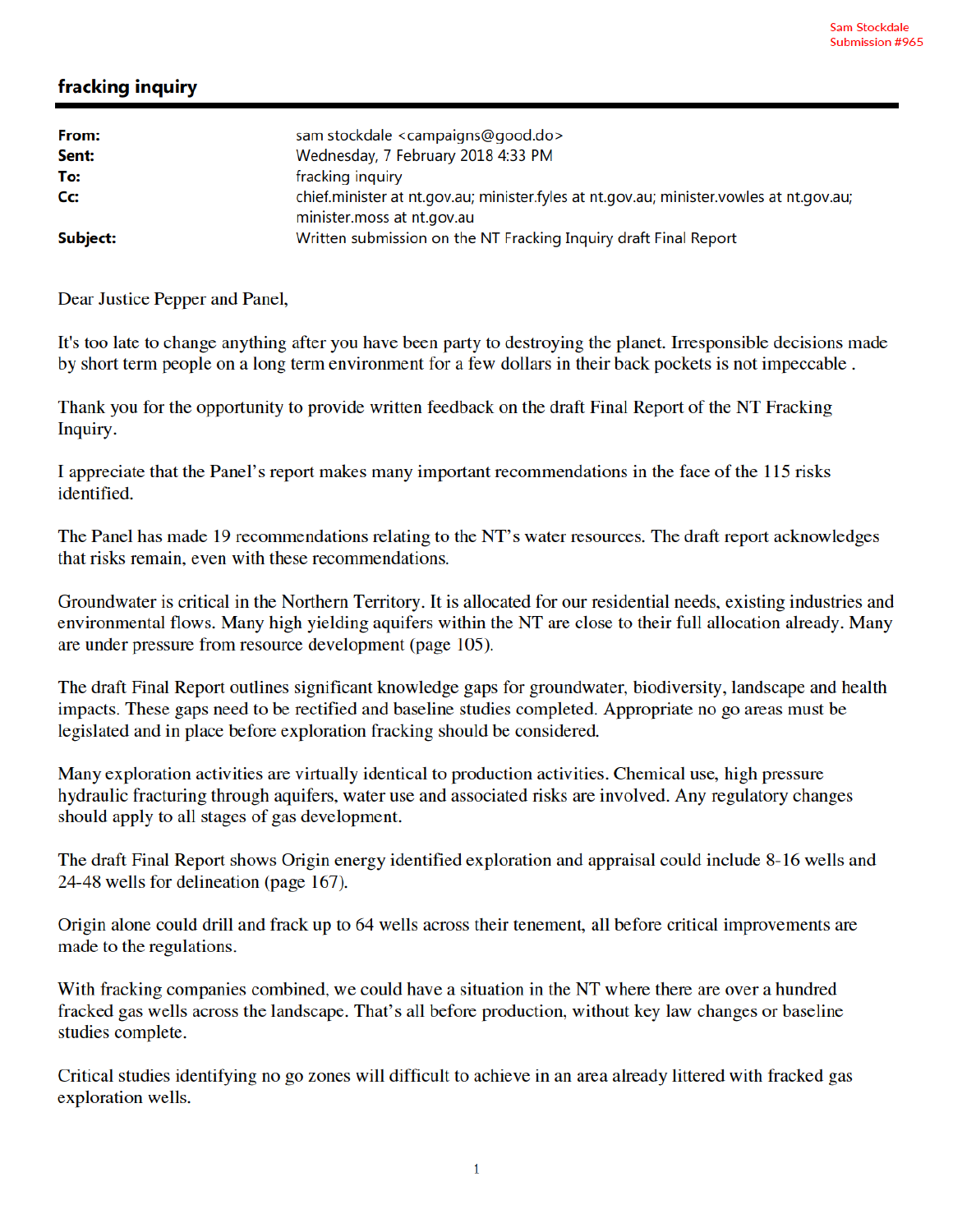Sam Stockdale
Submission #965

# fracking inquiry

| | |
|---|---|
| **From:** | sam stockdale <campaigns@good.do> |
| **Sent:** | Wednesday, 7 February 2018 4:33 PM |
| **To:** | fracking inquiry |
| **Cc:** | chief.minister at nt.gov.au; minister.fyles at nt.gov.au; minister.vowles at nt.gov.au; minister.moss at nt.gov.au |
| **Subject:** | Written submission on the NT Fracking Inquiry draft Final Report |

Dear Justice Pepper and Panel,

It's too late to change anything after you have been party to destroying the planet. Irresponsible decisions made by short term people on a long term environment for a few dollars in their back pockets is not impeccable .

Thank you for the opportunity to provide written feedback on the draft Final Report of the NT Fracking Inquiry.

I appreciate that the Panel's report makes many important recommendations in the face of the 115 risks identified.

The Panel has made 19 recommendations relating to the NT's water resources. The draft report acknowledges that risks remain, even with these recommendations.

Groundwater is critical in the Northern Territory. It is allocated for our residential needs, existing industries and environmental flows. Many high yielding aquifers within the NT are close to their full allocation already. Many are under pressure from resource development (page 105).

The draft Final Report outlines significant knowledge gaps for groundwater, biodiversity, landscape and health impacts. These gaps need to be rectified and baseline studies completed. Appropriate no go areas must be legislated and in place before exploration fracking should be considered.

Many exploration activities are virtually identical to production activities. Chemical use, high pressure hydraulic fracturing through aquifers, water use and associated risks are involved. Any regulatory changes should apply to all stages of gas development.

The draft Final Report shows Origin energy identified exploration and appraisal could include 8-16 wells and 24-48 wells for delineation (page 167).

Origin alone could drill and frack up to 64 wells across their tenement, all before critical improvements are made to the regulations.

With fracking companies combined, we could have a situation in the NT where there are over a hundred fracked gas wells across the landscape. That's all before production, without key law changes or baseline studies complete.

Critical studies identifying no go zones will difficult to achieve in an area already littered with fracked gas exploration wells.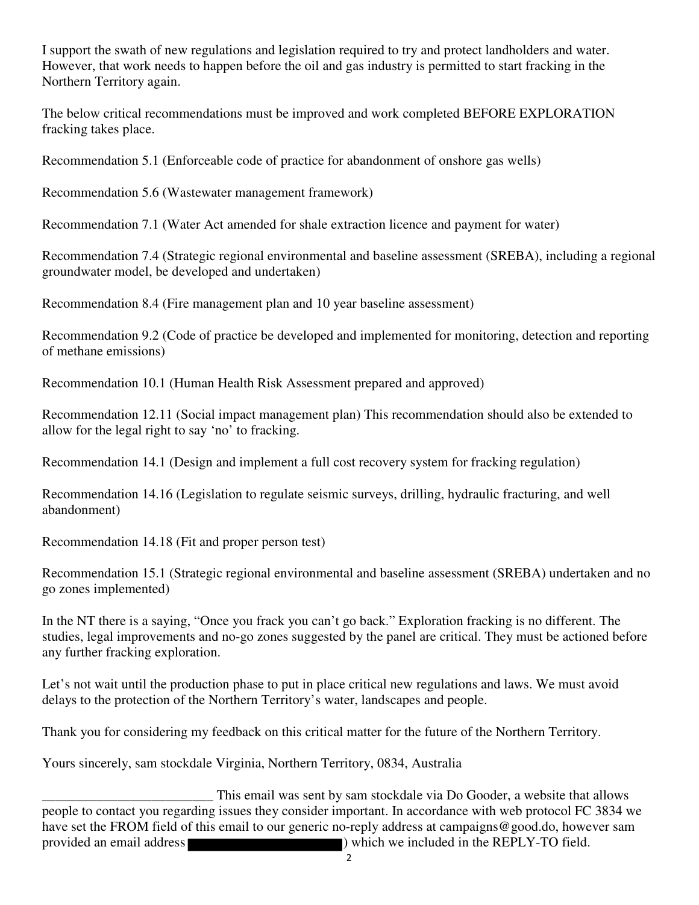I support the swath of new regulations and legislation required to try and protect landholders and water. However, that work needs to happen before the oil and gas industry is permitted to start fracking in the Northern Territory again.

The below critical recommendations must be improved and work completed BEFORE EXPLORATION fracking takes place.

Recommendation 5.1 (Enforceable code of practice for abandonment of onshore gas wells)

Recommendation 5.6 (Wastewater management framework)

Recommendation 7.1 (Water Act amended for shale extraction licence and payment for water)

Recommendation 7.4 (Strategic regional environmental and baseline assessment (SREBA), including a regional groundwater model, be developed and undertaken)

Recommendation 8.4 (Fire management plan and 10 year baseline assessment)

Recommendation 9.2 (Code of practice be developed and implemented for monitoring, detection and reporting of methane emissions)

Recommendation 10.1 (Human Health Risk Assessment prepared and approved)

Recommendation 12.11 (Social impact management plan) This recommendation should also be extended to allow for the legal right to say 'no' to fracking.

Recommendation 14.1 (Design and implement a full cost recovery system for fracking regulation)

Recommendation 14.16 (Legislation to regulate seismic surveys, drilling, hydraulic fracturing, and well abandonment)

Recommendation 14.18 (Fit and proper person test)

Recommendation 15.1 (Strategic regional environmental and baseline assessment (SREBA) undertaken and no go zones implemented)

In the NT there is a saying, "Once you frack you can't go back." Exploration fracking is no different. The studies, legal improvements and no-go zones suggested by the panel are critical. They must be actioned before any further fracking exploration.

Let's not wait until the production phase to put in place critical new regulations and laws. We must avoid delays to the protection of the Northern Territory's water, landscapes and people.

Thank you for considering my feedback on this critical matter for the future of the Northern Territory.

Yours sincerely, sam stockdale Virginia, Northern Territory, 0834, Australia

_________________________ This email was sent by sam stockdale via Do Gooder, a website that allows people to contact you regarding issues they consider important. In accordance with web protocol FC 3834 we have set the FROM field of this email to our generic no-reply address at campaigns@good.do, however sam provided an email address ) which we included in the REPLY-TO field.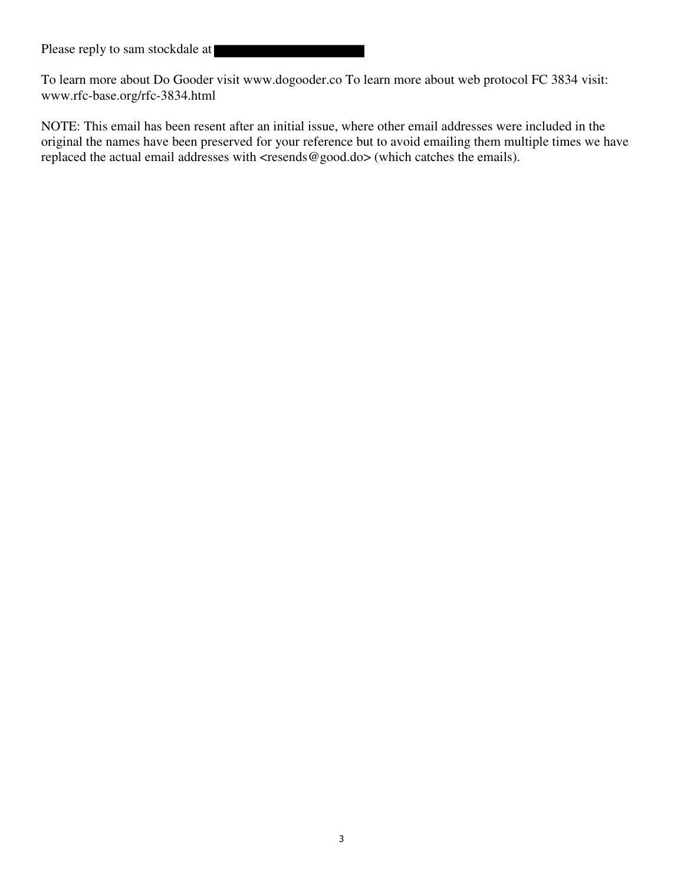Please reply to sam stockdale at ██████████████████

To learn more about Do Gooder visit www.dogooder.co To learn more about web protocol FC 3834 visit: www.rfc-base.org/rfc-3834.html

NOTE: This email has been resent after an initial issue, where other email addresses were included in the original the names have been preserved for your reference but to avoid emailing them multiple times we have replaced the actual email addresses with <resends@good.do> (which catches the emails).